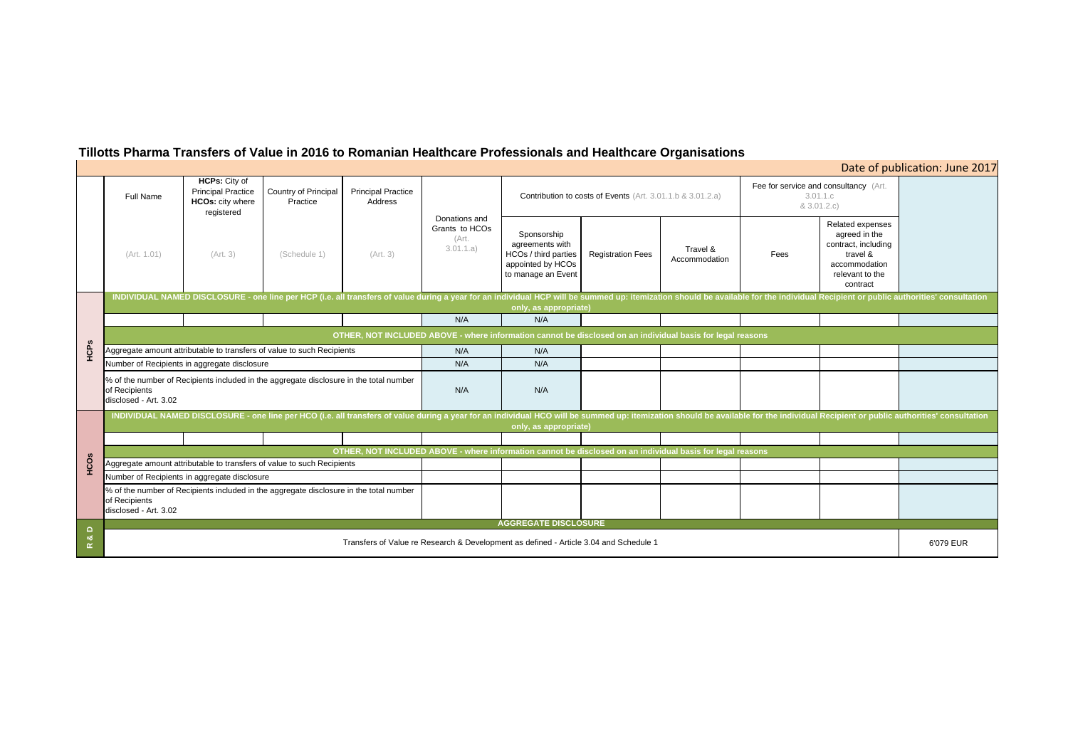# Tillotts Pharma Transfers of Value in 2016 to Romanian Healthcare Professionals and Healthcare Organisations

Date of publication: June 2017

| | Full Name | **HCPs:** City of Principal Practice **HCOs:** city where registered | Country of Principal Practice | Principal Practice Address | Donations and Grants to HCOs (Art. 3.01.1.a) | Contribution to costs of Events (Art. 3.01.1.b & 3.01.2.a) | | | Fee for service and consultancy (Art. 3.01.1.c & 3.01.2.c) | | |
|---|---|---|---|---|---|---|---|---|---|---|---|
| | (Art. 1.01) | (Art. 3) | (Schedule 1) | (Art. 3) | | Sponsorship agreements with HCOs / third parties appointed by HCOs to manage an Event | Registration Fees | Travel & Accommodation | Fees | Related expenses agreed in the contract, including travel & accommodation relevant to the contract | |
| HCPs | INDIVIDUAL NAMED DISCLOSURE - one line per HCP (i.e. all transfers of value during a year for an individual HCP will be summed up: itemization should be available for the individual Recipient or public authorities' consultation only, as appropriate) | | | | | | | | | | |
| | | | | | N/A | N/A | | | | | |
| | OTHER, NOT INCLUDED ABOVE - where information cannot be disclosed on an individual basis for legal reasons | | | | | | | | | | |
| | Aggregate amount attributable to transfers of value to such Recipients | | | | N/A | N/A | | | | | |
| | Number of Recipients in aggregate disclosure | | | | N/A | N/A | | | | | |
| | % of the number of Recipients included in the aggregate disclosure in the total number of Recipients disclosed - Art. 3.02 | | | | N/A | N/A | | | | | |
| HCOs | INDIVIDUAL NAMED DISCLOSURE - one line per HCO (i.e. all transfers of value during a year for an individual HCO will be summed up: itemization should be available for the individual Recipient or public authorities' consultation only, as appropriate) | | | | | | | | | | |
| | | | | | | | | | | | |
| | OTHER, NOT INCLUDED ABOVE - where information cannot be disclosed on an individual basis for legal reasons | | | | | | | | | | |
| | Aggregate amount attributable to transfers of value to such Recipients | | | | | | | | | | |
| | Number of Recipients in aggregate disclosure | | | | | | | | | | |
| | % of the number of Recipients included in the aggregate disclosure in the total number of Recipients disclosed - Art. 3.02 | | | | | | | | | | |
| R & D | AGGREGATE DISCLOSURE | | | | | | | | | | |
| | Transfers of Value re Research & Development as defined - Article 3.04 and Schedule 1 | | | | | | | | | | 6'079 EUR |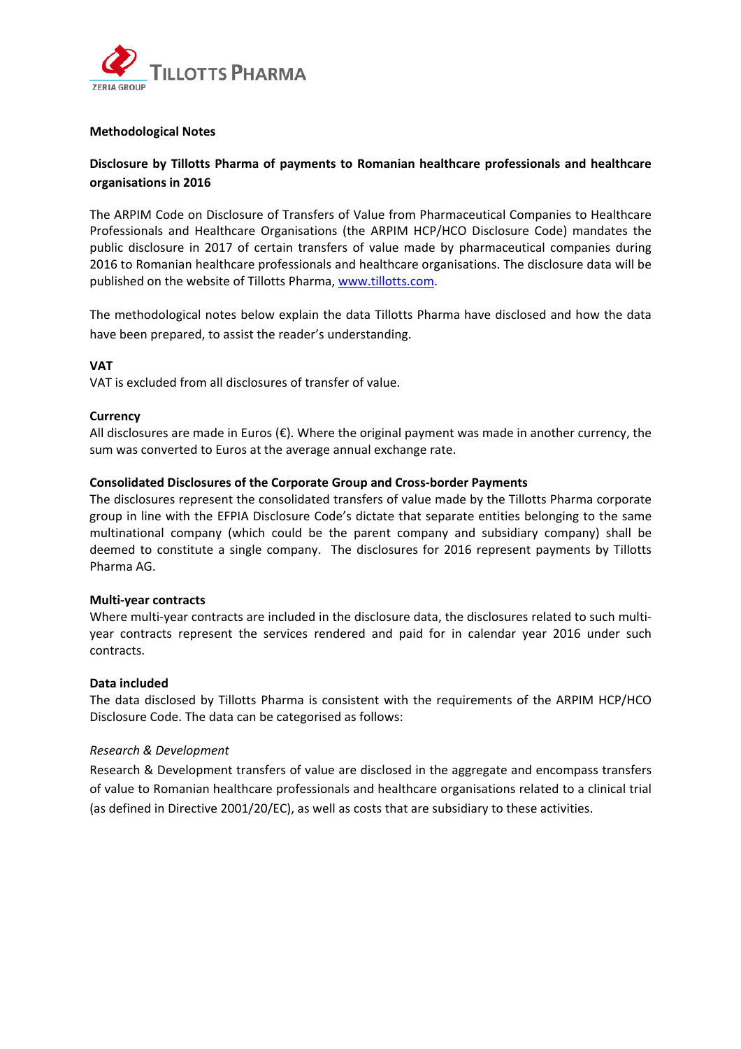**Methodological Notes**

**Disclosure by Tillotts Pharma of payments to Romanian healthcare professionals and healthcare organisations in 2016**

The ARPIM Code on Disclosure of Transfers of Value from Pharmaceutical Companies to Healthcare Professionals and Healthcare Organisations (the ARPIM HCP/HCO Disclosure Code) mandates the public disclosure in 2017 of certain transfers of value made by pharmaceutical companies during 2016 to Romanian healthcare professionals and healthcare organisations. The disclosure data will be published on the website of Tillotts Pharma, www.tillotts.com.

The methodological notes below explain the data Tillotts Pharma have disclosed and how the data have been prepared, to assist the reader's understanding.

**VAT**

VAT is excluded from all disclosures of transfer of value.

**Currency**

All disclosures are made in Euros (€). Where the original payment was made in another currency, the sum was converted to Euros at the average annual exchange rate.

**Consolidated Disclosures of the Corporate Group and Cross-border Payments**

The disclosures represent the consolidated transfers of value made by the Tillotts Pharma corporate group in line with the EFPIA Disclosure Code's dictate that separate entities belonging to the same multinational company (which could be the parent company and subsidiary company) shall be deemed to constitute a single company. The disclosures for 2016 represent payments by Tillotts Pharma AG.

**Multi-year contracts**

Where multi-year contracts are included in the disclosure data, the disclosures related to such multi-year contracts represent the services rendered and paid for in calendar year 2016 under such contracts.

**Data included**

The data disclosed by Tillotts Pharma is consistent with the requirements of the ARPIM HCP/HCO Disclosure Code. The data can be categorised as follows:

*Research & Development*

Research & Development transfers of value are disclosed in the aggregate and encompass transfers of value to Romanian healthcare professionals and healthcare organisations related to a clinical trial (as defined in Directive 2001/20/EC), as well as costs that are subsidiary to these activities.